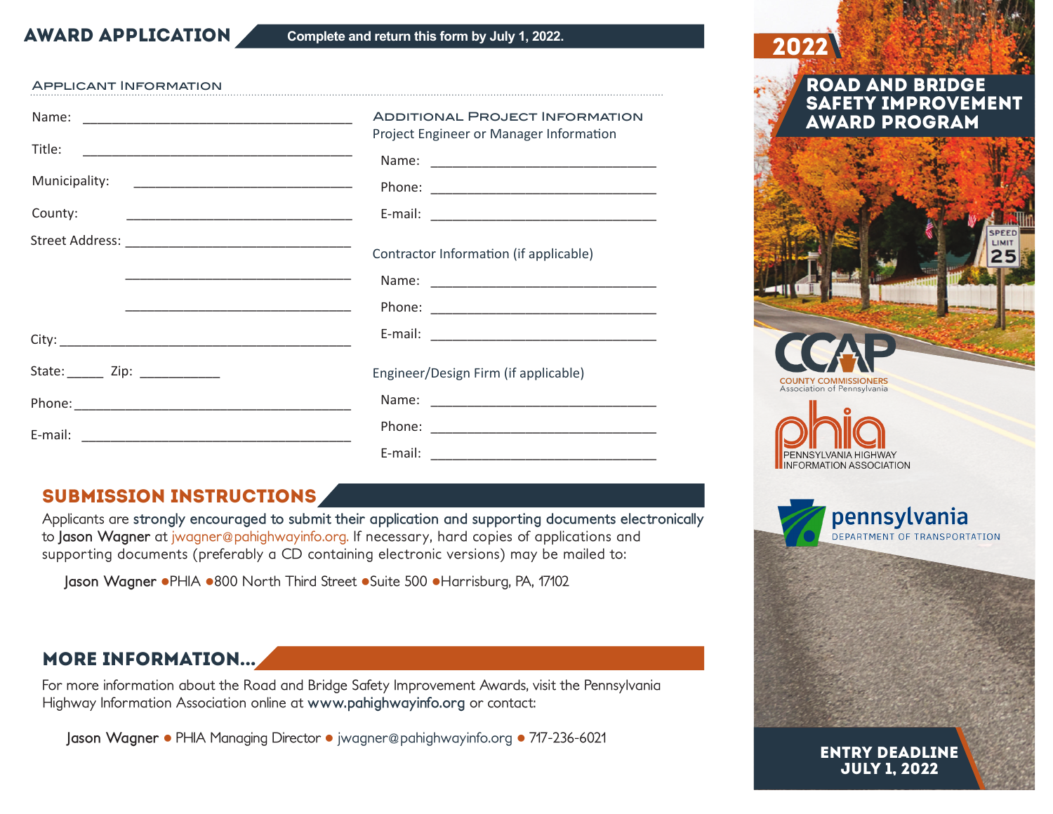# AWARD APPLICATION

**Complete and return this form by July 1, 2022.**

## Applicant Information

Name: ______________________________

Title: ______________________________

Municipality: ______________________________

County: ______________________________

Street Address: ______________________________

______________________________

______________________________

City: ______________________________

State: _____ Zip: ___________

Phone: ______________________________

E-mail: ______________________________

## Additional Project Information

Project Engineer or Manager Information

Name: ______________________________

Phone: ______________________________

E-mail: ______________________________

Contractor Information (if applicable)

Name: ______________________________

Phone: ______________________________

E-mail: ______________________________

Engineer/Design Firm (if applicable)

Name: ______________________________

Phone: ______________________________

E-mail: ______________________________

## SUBMISSION INSTRUCTIONS

Applicants are **strongly encouraged to submit their application and supporting documents electronically** to **Jason Wagner** at jwagner@pahighwayinfo.org. If necessary, hard copies of applications and supporting documents (preferably a CD containing electronic versions) may be mailed to:

**Jason Wagner** • PHIA • 800 North Third Street • Suite 500 • Harrisburg, PA, 17102

## MORE INFORMATION...

For more information about the Road and Bridge Safety Improvement Awards, visit the Pennsylvania Highway Information Association online at **www.pahighwayinfo.org** or contact:

**Jason Wagner** • PHIA Managing Director • jwagner@pahighwayinfo.org • 717-236-6021

# 2022

# ROAD AND BRIDGE SAFETY IMPROVEMENT AWARD PROGRAM

CCAP
COUNTY COMMISSIONERS Association of Pennsylvania

phia
PENNSYLVANIA HIGHWAY INFORMATION ASSOCIATION

pennsylvania
DEPARTMENT OF TRANSPORTATION

**ENTRY DEADLINE JULY 1, 2022**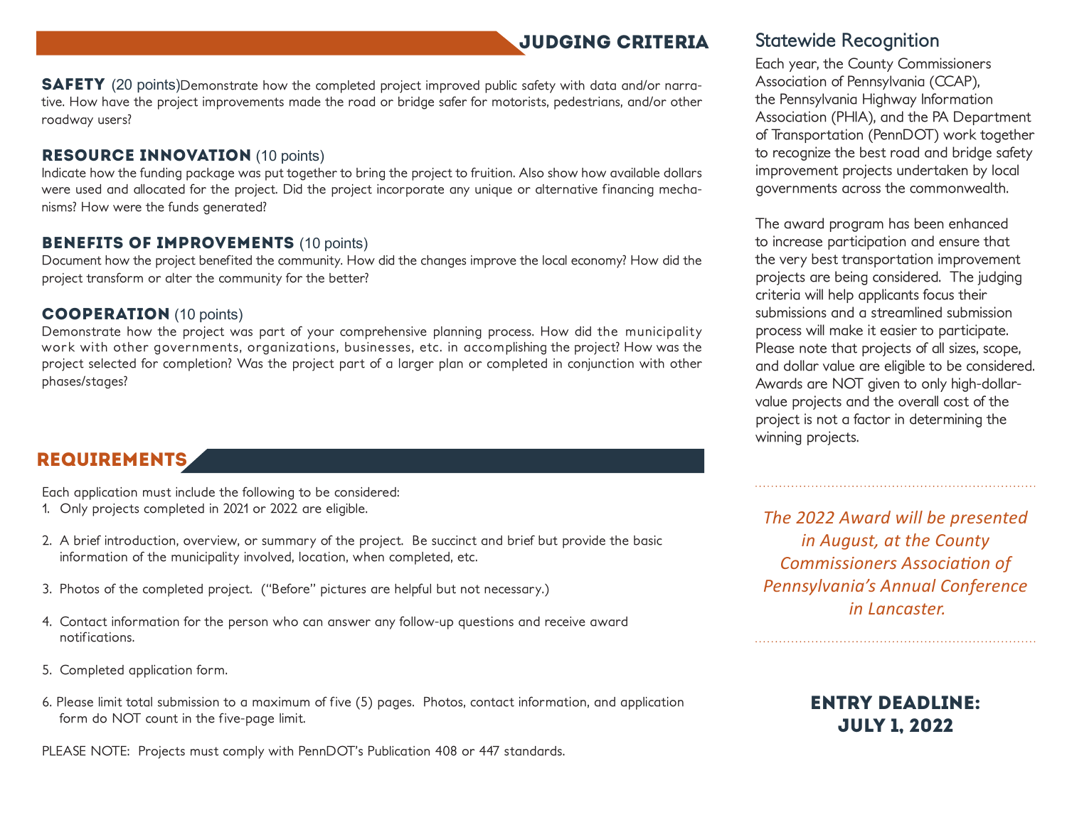## JUDGING CRITERIA

**SAFETY** (20 points) Demonstrate how the completed project improved public safety with data and/or narrative. How have the project improvements made the road or bridge safer for motorists, pedestrians, and/or other roadway users?

**RESOURCE INNOVATION** (10 points)
Indicate how the funding package was put together to bring the project to fruition. Also show how available dollars were used and allocated for the project. Did the project incorporate any unique or alternative financing mechanisms? How were the funds generated?

**BENEFITS OF IMPROVEMENTS** (10 points)
Document how the project benefited the community. How did the changes improve the local economy? How did the project transform or alter the community for the better?

**COOPERATION** (10 points)
Demonstrate how the project was part of your comprehensive planning process. How did the municipality work with other governments, organizations, businesses, etc. in accomplishing the project? How was the project selected for completion? Was the project part of a larger plan or completed in conjunction with other phases/stages?

## REQUIREMENTS

Each application must include the following to be considered:

1. Only projects completed in 2021 or 2022 are eligible.
2. A brief introduction, overview, or summary of the project. Be succinct and brief but provide the basic information of the municipality involved, location, when completed, etc.
3. Photos of the completed project. ("Before" pictures are helpful but not necessary.)
4. Contact information for the person who can answer any follow-up questions and receive award notifications.
5. Completed application form.
6. Please limit total submission to a maximum of five (5) pages. Photos, contact information, and application form do NOT count in the five-page limit.

PLEASE NOTE: Projects must comply with PennDOT's Publication 408 or 447 standards.

## Statewide Recognition

Each year, the County Commissioners Association of Pennsylvania (CCAP), the Pennsylvania Highway Information Association (PHIA), and the PA Department of Transportation (PennDOT) work together to recognize the best road and bridge safety improvement projects undertaken by local governments across the commonwealth.

The award program has been enhanced to increase participation and ensure that the very best transportation improvement projects are being considered. The judging criteria will help applicants focus their submissions and a streamlined submission process will make it easier to participate. Please note that projects of all sizes, scope, and dollar value are eligible to be considered. Awards are NOT given to only high-dollar-value projects and the overall cost of the project is not a factor in determining the winning projects.

*The 2022 Award will be presented in August, at the County Commissioners Association of Pennsylvania's Annual Conference in Lancaster.*

**ENTRY DEADLINE: JULY 1, 2022**